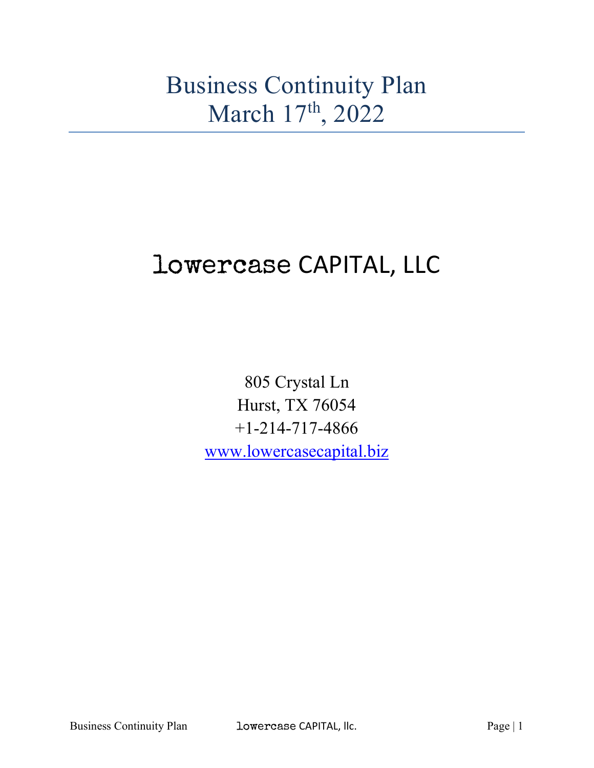# Business Continuity Plan
# March 17th, 2022

# lowercase CAPITAL, LLC

805 Crystal Ln
Hurst, TX 76054
+1-214-717-4866
www.lowercasecapital.biz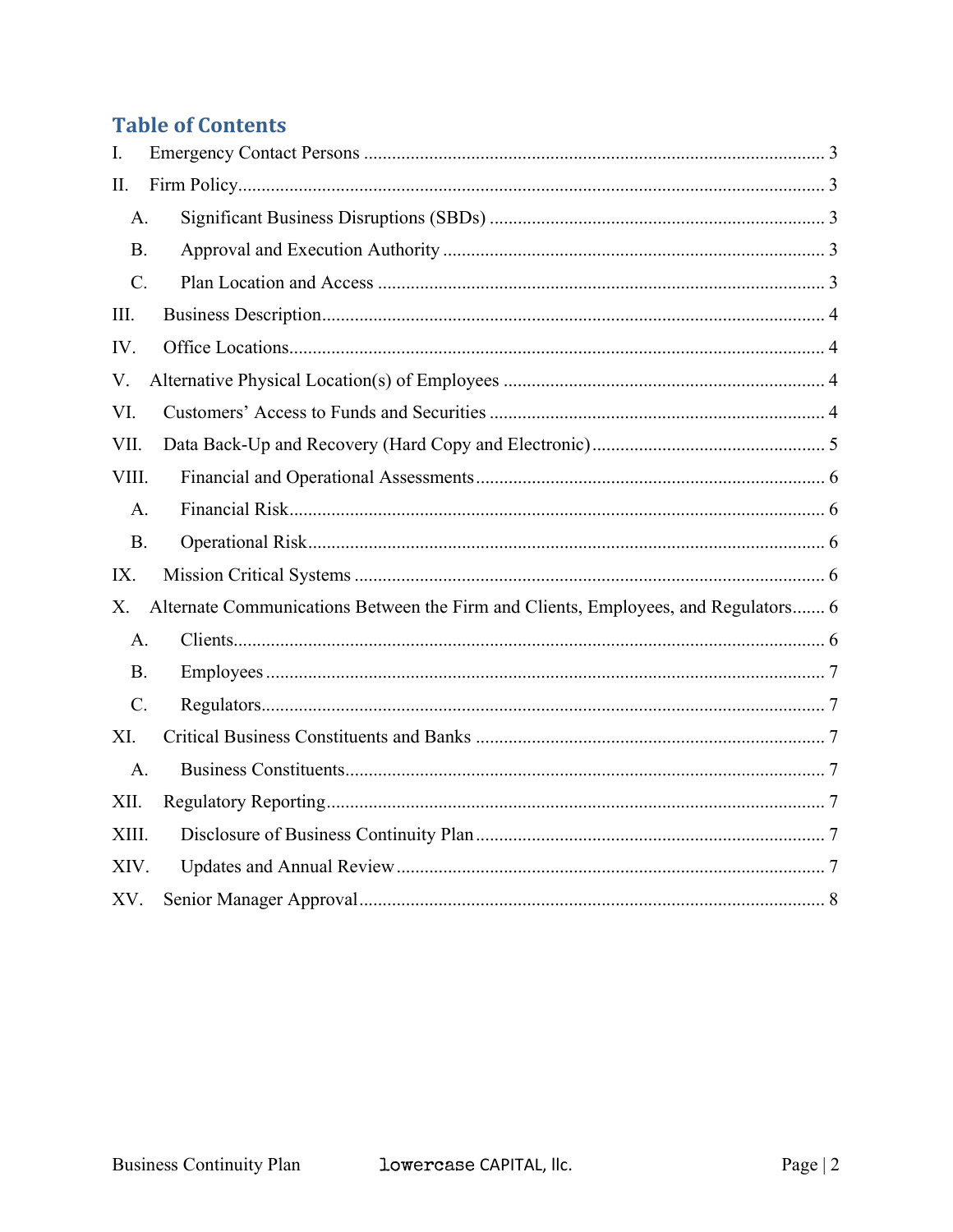# Table of Contents

I. Emergency Contact Persons ..... 3

II. Firm Policy ..... 3

- A. Significant Business Disruptions (SBDs) ..... 3
- B. Approval and Execution Authority ..... 3
- C. Plan Location and Access ..... 3

III. Business Description ..... 4

IV. Office Locations ..... 4

V. Alternative Physical Location(s) of Employees ..... 4

VI. Customers' Access to Funds and Securities ..... 4

VII. Data Back-Up and Recovery (Hard Copy and Electronic) ..... 5

VIII. Financial and Operational Assessments ..... 6

- A. Financial Risk ..... 6
- B. Operational Risk ..... 6

IX. Mission Critical Systems ..... 6

X. Alternate Communications Between the Firm and Clients, Employees, and Regulators ..... 6

- A. Clients ..... 6
- B. Employees ..... 7
- C. Regulators ..... 7

XI. Critical Business Constituents and Banks ..... 7

- A. Business Constituents ..... 7

XII. Regulatory Reporting ..... 7

XIII. Disclosure of Business Continuity Plan ..... 7

XIV. Updates and Annual Review ..... 7

XV. Senior Manager Approval ..... 8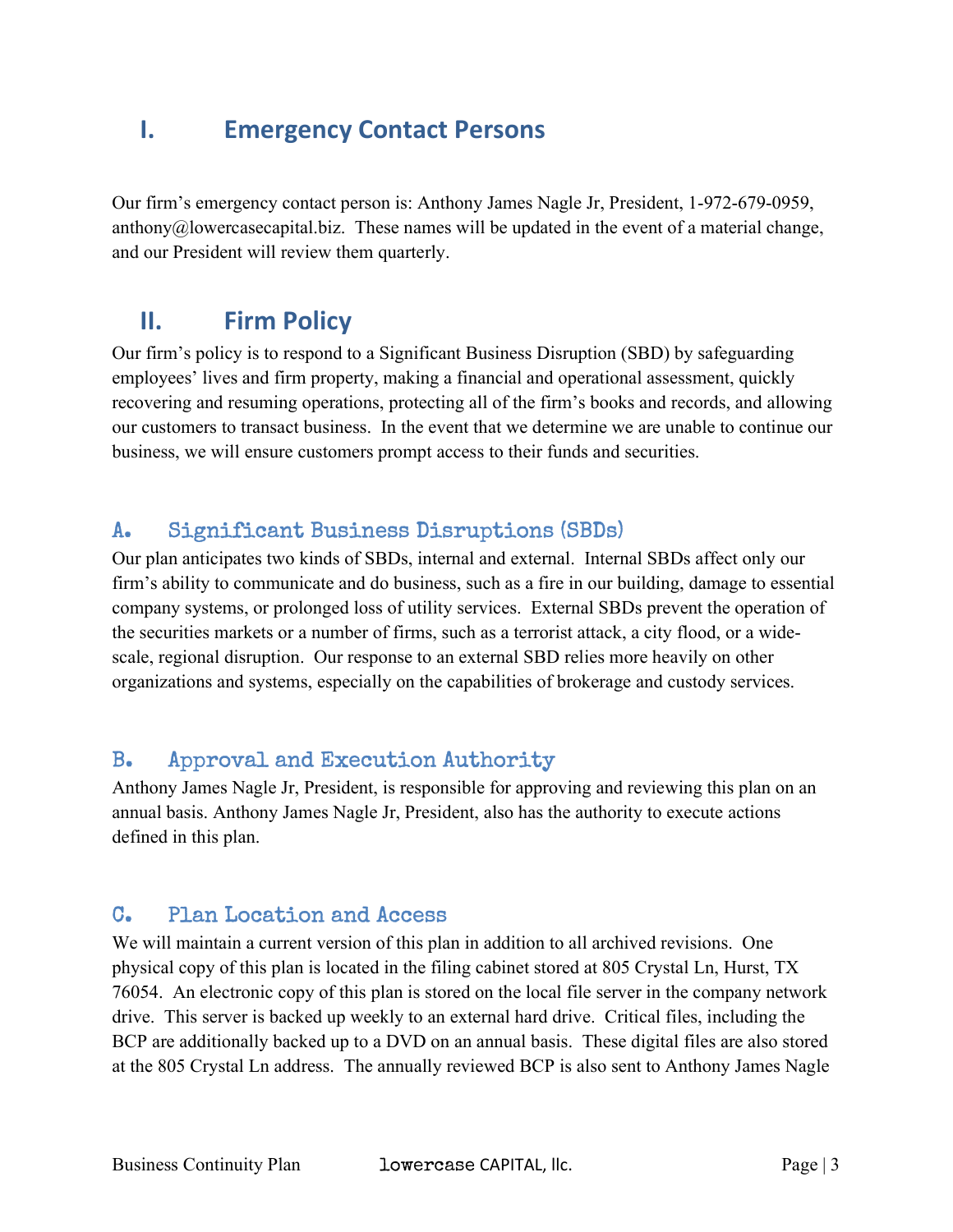# I. Emergency Contact Persons

Our firm's emergency contact person is: Anthony James Nagle Jr, President, 1-972-679-0959, anthony@lowercasecapital.biz. These names will be updated in the event of a material change, and our President will review them quarterly.

# II. Firm Policy

Our firm's policy is to respond to a Significant Business Disruption (SBD) by safeguarding employees' lives and firm property, making a financial and operational assessment, quickly recovering and resuming operations, protecting all of the firm's books and records, and allowing our customers to transact business. In the event that we determine we are unable to continue our business, we will ensure customers prompt access to their funds and securities.

## A. Significant Business Disruptions (SBDs)

Our plan anticipates two kinds of SBDs, internal and external. Internal SBDs affect only our firm's ability to communicate and do business, such as a fire in our building, damage to essential company systems, or prolonged loss of utility services. External SBDs prevent the operation of the securities markets or a number of firms, such as a terrorist attack, a city flood, or a wide-scale, regional disruption. Our response to an external SBD relies more heavily on other organizations and systems, especially on the capabilities of brokerage and custody services.

## B. Approval and Execution Authority

Anthony James Nagle Jr, President, is responsible for approving and reviewing this plan on an annual basis. Anthony James Nagle Jr, President, also has the authority to execute actions defined in this plan.

## C. Plan Location and Access

We will maintain a current version of this plan in addition to all archived revisions. One physical copy of this plan is located in the filing cabinet stored at 805 Crystal Ln, Hurst, TX 76054. An electronic copy of this plan is stored on the local file server in the company network drive. This server is backed up weekly to an external hard drive. Critical files, including the BCP are additionally backed up to a DVD on an annual basis. These digital files are also stored at the 805 Crystal Ln address. The annually reviewed BCP is also sent to Anthony James Nagle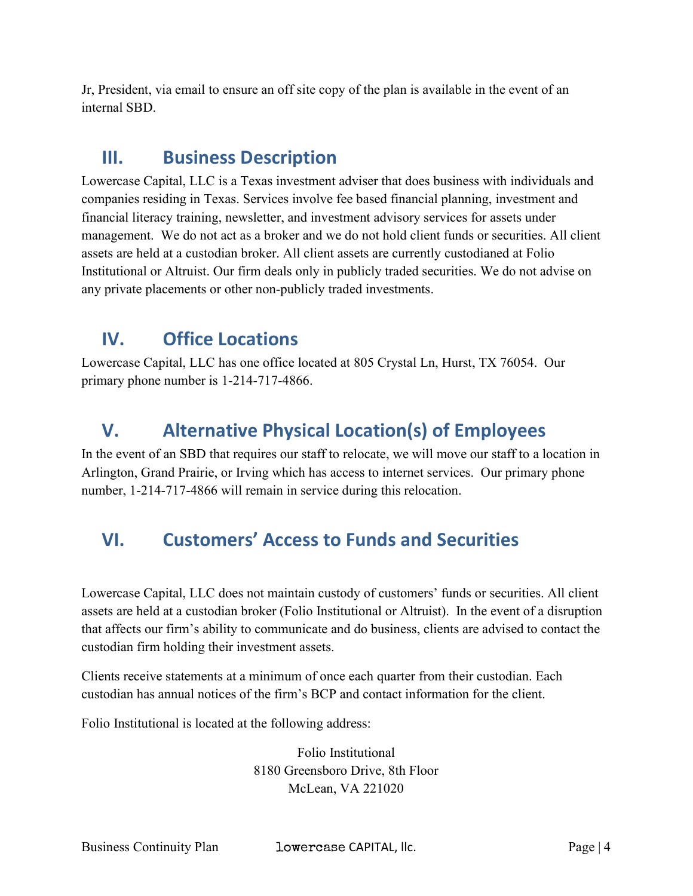Jr, President, via email to ensure an off site copy of the plan is available in the event of an internal SBD.

## III. Business Description

Lowercase Capital, LLC is a Texas investment adviser that does business with individuals and companies residing in Texas. Services involve fee based financial planning, investment and financial literacy training, newsletter, and investment advisory services for assets under management. We do not act as a broker and we do not hold client funds or securities. All client assets are held at a custodian broker. All client assets are currently custodianed at Folio Institutional or Altruist. Our firm deals only in publicly traded securities. We do not advise on any private placements or other non-publicly traded investments.

## IV. Office Locations

Lowercase Capital, LLC has one office located at 805 Crystal Ln, Hurst, TX 76054. Our primary phone number is 1-214-717-4866.

## V. Alternative Physical Location(s) of Employees

In the event of an SBD that requires our staff to relocate, we will move our staff to a location in Arlington, Grand Prairie, or Irving which has access to internet services. Our primary phone number, 1-214-717-4866 will remain in service during this relocation.

## VI. Customers' Access to Funds and Securities

Lowercase Capital, LLC does not maintain custody of customers' funds or securities. All client assets are held at a custodian broker (Folio Institutional or Altruist). In the event of a disruption that affects our firm's ability to communicate and do business, clients are advised to contact the custodian firm holding their investment assets.

Clients receive statements at a minimum of once each quarter from their custodian. Each custodian has annual notices of the firm's BCP and contact information for the client.

Folio Institutional is located at the following address:

Folio Institutional
8180 Greensboro Drive, 8th Floor
McLean, VA 221020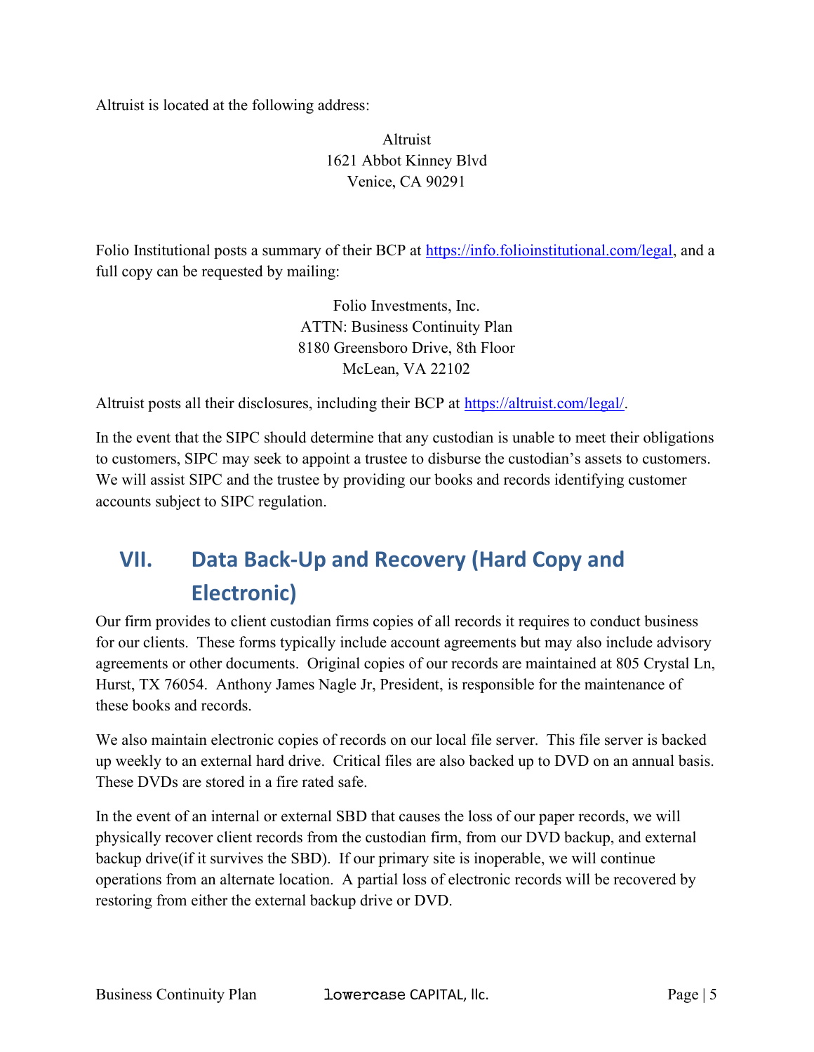Altruist is located at the following address:

Altruist
1621 Abbot Kinney Blvd
Venice, CA 90291

Folio Institutional posts a summary of their BCP at https://info.folioinstitutional.com/legal, and a full copy can be requested by mailing:

Folio Investments, Inc.
ATTN: Business Continuity Plan
8180 Greensboro Drive, 8th Floor
McLean, VA 22102

Altruist posts all their disclosures, including their BCP at https://altruist.com/legal/.

In the event that the SIPC should determine that any custodian is unable to meet their obligations to customers, SIPC may seek to appoint a trustee to disburse the custodian's assets to customers. We will assist SIPC and the trustee by providing our books and records identifying customer accounts subject to SIPC regulation.

## VII. Data Back-Up and Recovery (Hard Copy and Electronic)

Our firm provides to client custodian firms copies of all records it requires to conduct business for our clients. These forms typically include account agreements but may also include advisory agreements or other documents. Original copies of our records are maintained at 805 Crystal Ln, Hurst, TX 76054. Anthony James Nagle Jr, President, is responsible for the maintenance of these books and records.

We also maintain electronic copies of records on our local file server. This file server is backed up weekly to an external hard drive. Critical files are also backed up to DVD on an annual basis. These DVDs are stored in a fire rated safe.

In the event of an internal or external SBD that causes the loss of our paper records, we will physically recover client records from the custodian firm, from our DVD backup, and external backup drive(if it survives the SBD). If our primary site is inoperable, we will continue operations from an alternate location. A partial loss of electronic records will be recovered by restoring from either the external backup drive or DVD.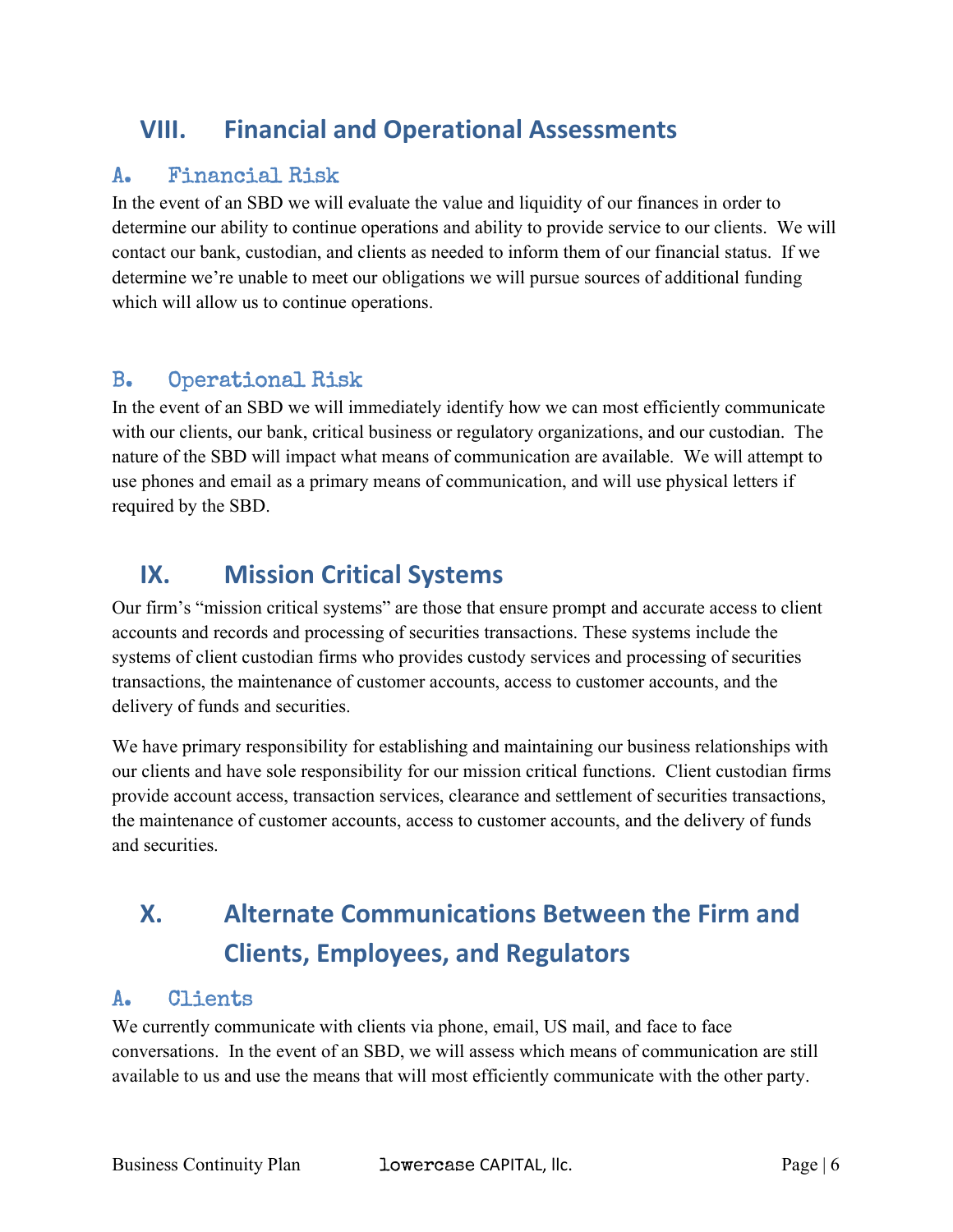## VIII. Financial and Operational Assessments

### A. Financial Risk

In the event of an SBD we will evaluate the value and liquidity of our finances in order to determine our ability to continue operations and ability to provide service to our clients. We will contact our bank, custodian, and clients as needed to inform them of our financial status. If we determine we're unable to meet our obligations we will pursue sources of additional funding which will allow us to continue operations.

### B. Operational Risk

In the event of an SBD we will immediately identify how we can most efficiently communicate with our clients, our bank, critical business or regulatory organizations, and our custodian. The nature of the SBD will impact what means of communication are available. We will attempt to use phones and email as a primary means of communication, and will use physical letters if required by the SBD.

## IX. Mission Critical Systems

Our firm's "mission critical systems" are those that ensure prompt and accurate access to client accounts and records and processing of securities transactions. These systems include the systems of client custodian firms who provides custody services and processing of securities transactions, the maintenance of customer accounts, access to customer accounts, and the delivery of funds and securities.

We have primary responsibility for establishing and maintaining our business relationships with our clients and have sole responsibility for our mission critical functions. Client custodian firms provide account access, transaction services, clearance and settlement of securities transactions, the maintenance of customer accounts, access to customer accounts, and the delivery of funds and securities.

## X. Alternate Communications Between the Firm and Clients, Employees, and Regulators

### A. Clients

We currently communicate with clients via phone, email, US mail, and face to face conversations. In the event of an SBD, we will assess which means of communication are still available to us and use the means that will most efficiently communicate with the other party.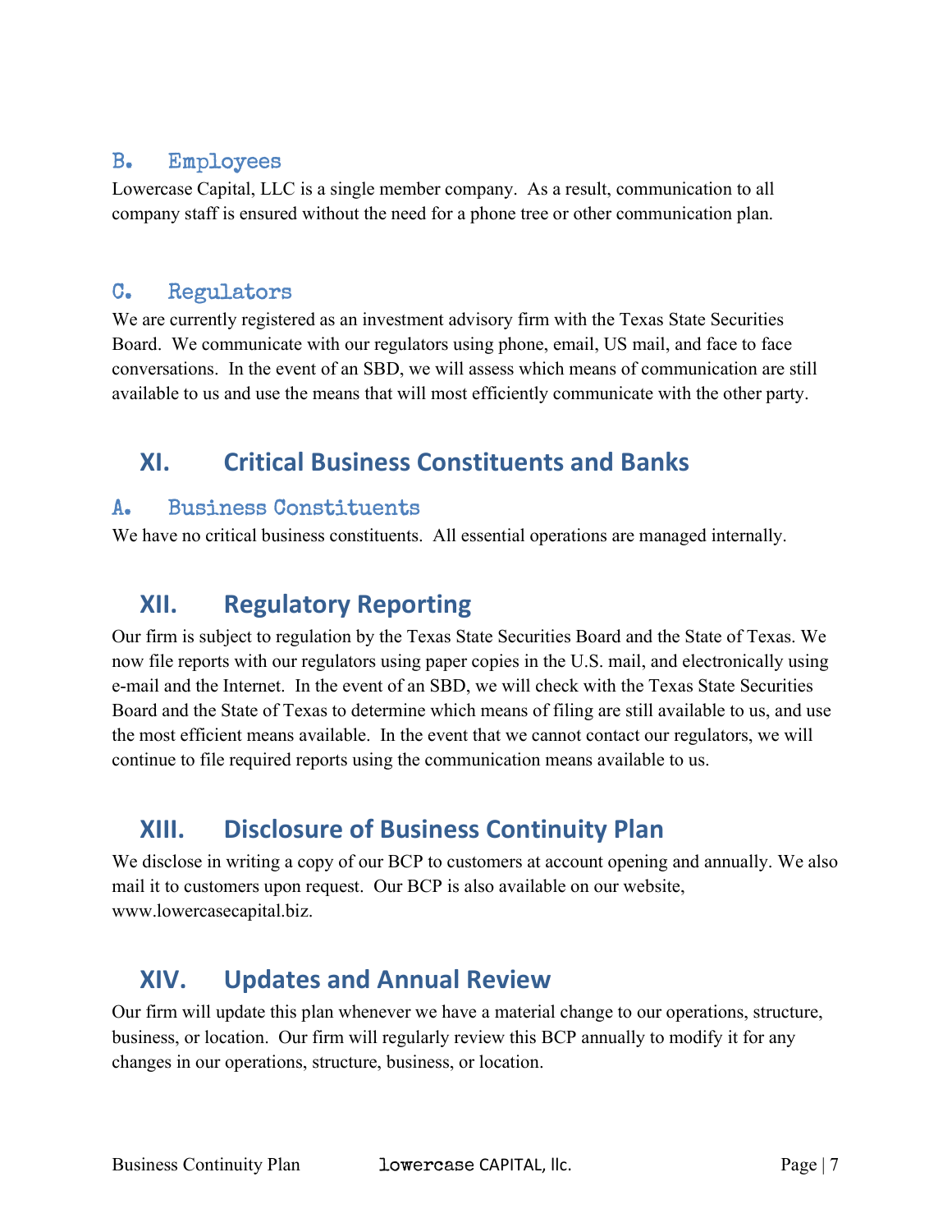### B. Employees

Lowercase Capital, LLC is a single member company. As a result, communication to all company staff is ensured without the need for a phone tree or other communication plan.

### C. Regulators

We are currently registered as an investment advisory firm with the Texas State Securities Board. We communicate with our regulators using phone, email, US mail, and face to face conversations. In the event of an SBD, we will assess which means of communication are still available to us and use the means that will most efficiently communicate with the other party.

## XI. Critical Business Constituents and Banks

### A. Business Constituents

We have no critical business constituents. All essential operations are managed internally.

## XII. Regulatory Reporting

Our firm is subject to regulation by the Texas State Securities Board and the State of Texas. We now file reports with our regulators using paper copies in the U.S. mail, and electronically using e-mail and the Internet. In the event of an SBD, we will check with the Texas State Securities Board and the State of Texas to determine which means of filing are still available to us, and use the most efficient means available. In the event that we cannot contact our regulators, we will continue to file required reports using the communication means available to us.

## XIII. Disclosure of Business Continuity Plan

We disclose in writing a copy of our BCP to customers at account opening and annually. We also mail it to customers upon request. Our BCP is also available on our website, www.lowercasecapital.biz.

## XIV. Updates and Annual Review

Our firm will update this plan whenever we have a material change to our operations, structure, business, or location. Our firm will regularly review this BCP annually to modify it for any changes in our operations, structure, business, or location.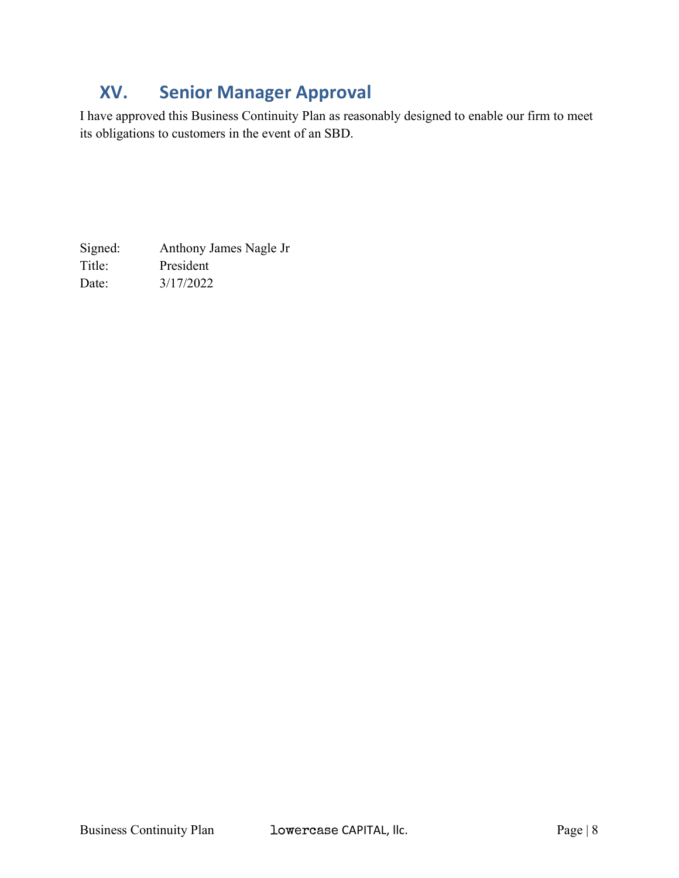## XV. Senior Manager Approval

I have approved this Business Continuity Plan as reasonably designed to enable our firm to meet its obligations to customers in the event of an SBD.

| | |
|---|---|
| Signed: | Anthony James Nagle Jr |
| Title: | President |
| Date: | 3/17/2022 |